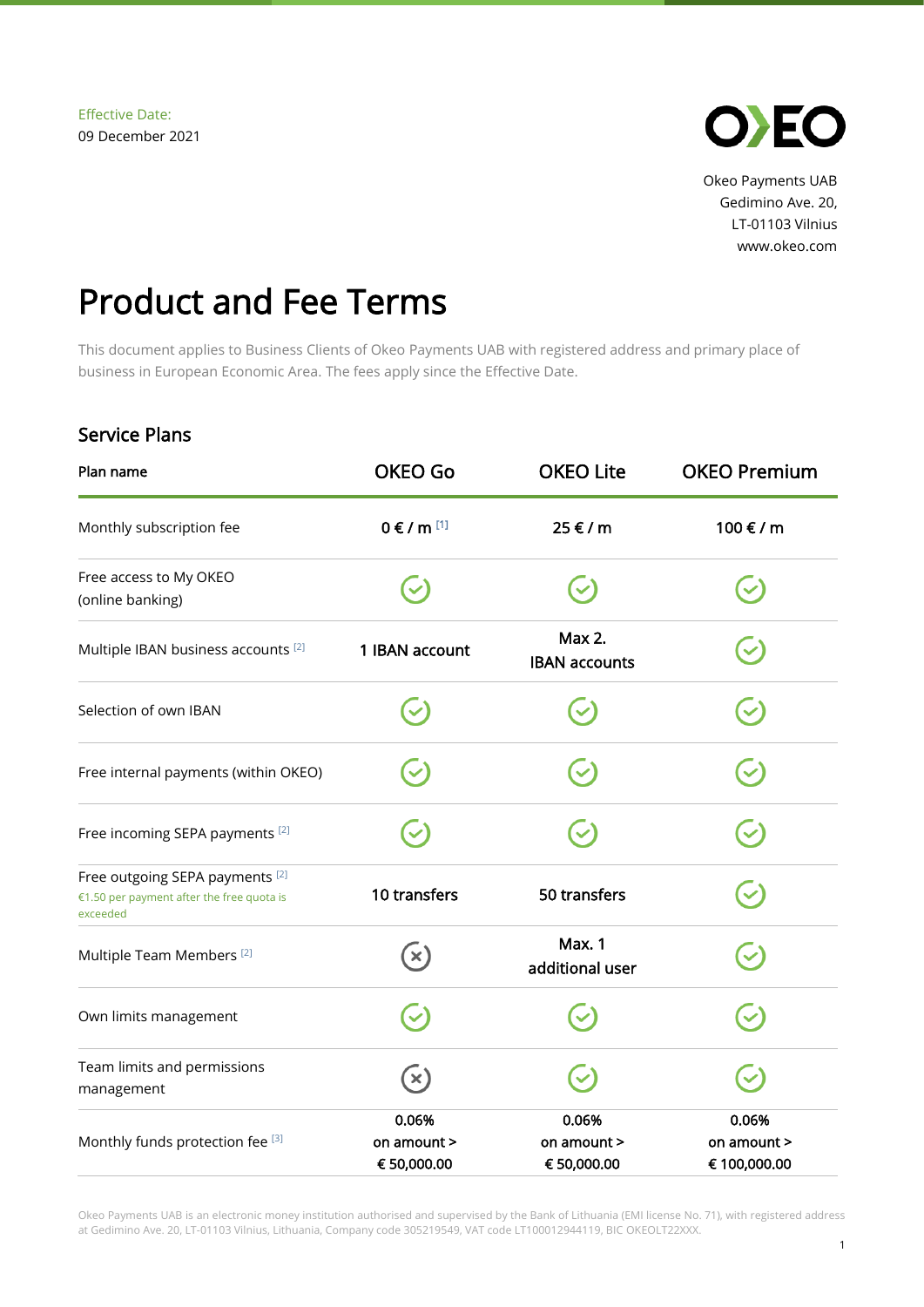Effective Date:
09 December 2021

Okeo Payments UAB
Gedimino Ave. 20,
LT-01103 Vilnius
www.okeo.com

# Product and Fee Terms

This document applies to Business Clients of Okeo Payments UAB with registered address and primary place of business in European Economic Area. The fees apply since the Effective Date.

## Service Plans

| Plan name | OKEO Go | OKEO Lite | OKEO Premium |
|---|---|---|---|
| Monthly subscription fee | 0 € / m [1] | 25 € / m | 100 € / m |
| Free access to My OKEO (online banking) | ✓ | ✓ | ✓ |
| Multiple IBAN business accounts [2] | 1 IBAN account | Max 2. IBAN accounts | ✓ |
| Selection of own IBAN | ✓ | ✓ | ✓ |
| Free internal payments (within OKEO) | ✓ | ✓ | ✓ |
| Free incoming SEPA payments [2] | ✓ | ✓ | ✓ |
| Free outgoing SEPA payments [2] €1.50 per payment after the free quota is exceeded | 10 transfers | 50 transfers | ✓ |
| Multiple Team Members [2] | ✗ | Max. 1 additional user | ✓ |
| Own limits management | ✓ | ✓ | ✓ |
| Team limits and permissions management | ✗ | ✓ | ✓ |
| Monthly funds protection fee [3] | 0.06% on amount > € 50,000.00 | 0.06% on amount > € 50,000.00 | 0.06% on amount > € 100,000.00 |

Okeo Payments UAB is an electronic money institution authorised and supervised by the Bank of Lithuania (EMI license No. 71), with registered address at Gedimino Ave. 20, LT-01103 Vilnius, Lithuania, Company code 305219549, VAT code LT100012944119, BIC OKEOLT22XXX.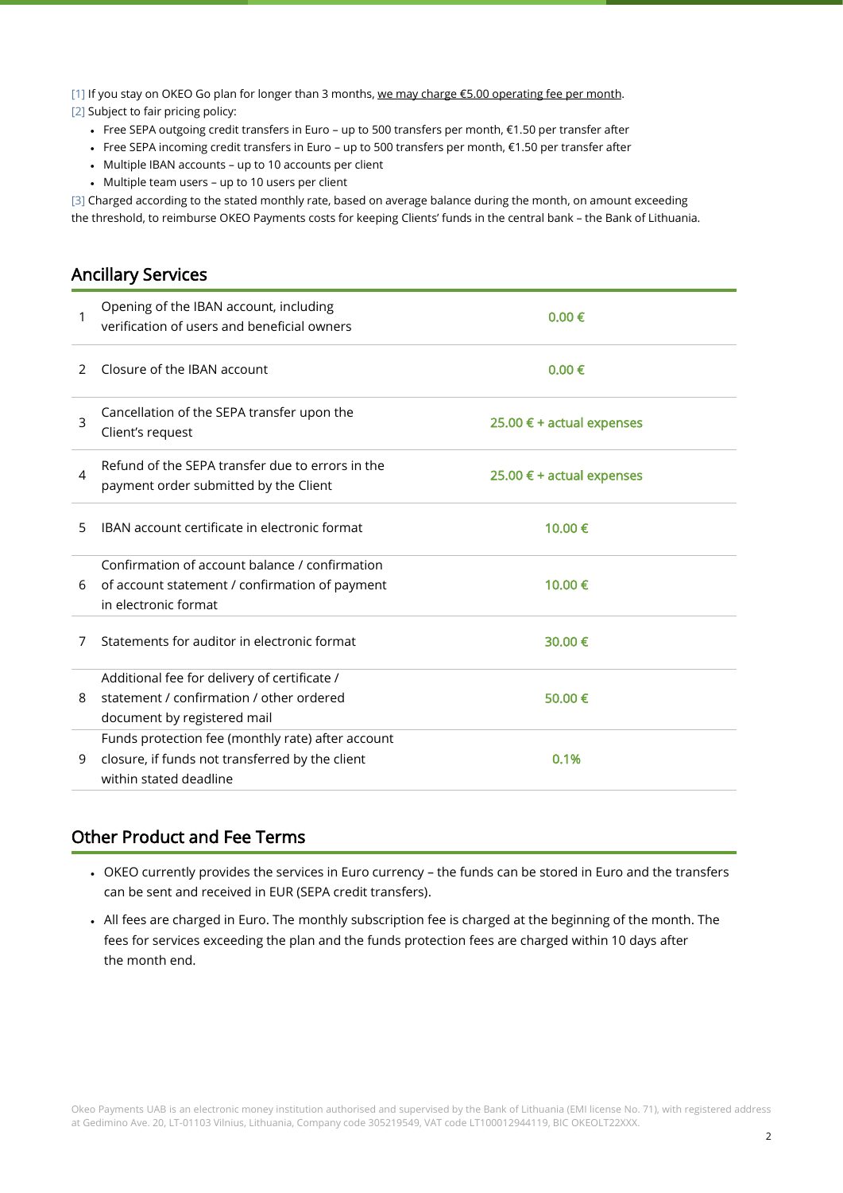[1] If you stay on OKEO Go plan for longer than 3 months, we may charge €5.00 operating fee per month.

[2] Subject to fair pricing policy:

- Free SEPA outgoing credit transfers in Euro – up to 500 transfers per month, €1.50 per transfer after
- Free SEPA incoming credit transfers in Euro – up to 500 transfers per month, €1.50 per transfer after
- Multiple IBAN accounts – up to 10 accounts per client
- Multiple team users – up to 10 users per client

[3] Charged according to the stated monthly rate, based on average balance during the month, on amount exceeding the threshold, to reimburse OKEO Payments costs for keeping Clients' funds in the central bank – the Bank of Lithuania.

## Ancillary Services

| | | |
|---|---|---|
| 1 | Opening of the IBAN account, including verification of users and beneficial owners | 0.00 € |
| 2 | Closure of the IBAN account | 0.00 € |
| 3 | Cancellation of the SEPA transfer upon the Client's request | 25.00 € + actual expenses |
| 4 | Refund of the SEPA transfer due to errors in the payment order submitted by the Client | 25.00 € + actual expenses |
| 5 | IBAN account certificate in electronic format | 10.00 € |
| 6 | Confirmation of account balance / confirmation of account statement / confirmation of payment in electronic format | 10.00 € |
| 7 | Statements for auditor in electronic format | 30.00 € |
| 8 | Additional fee for delivery of certificate / statement / confirmation / other ordered document by registered mail | 50.00 € |
| 9 | Funds protection fee (monthly rate) after account closure, if funds not transferred by the client within stated deadline | 0.1% |

## Other Product and Fee Terms

- OKEO currently provides the services in Euro currency – the funds can be stored in Euro and the transfers can be sent and received in EUR (SEPA credit transfers).
- All fees are charged in Euro. The monthly subscription fee is charged at the beginning of the month. The fees for services exceeding the plan and the funds protection fees are charged within 10 days after the month end.

Okeo Payments UAB is an electronic money institution authorised and supervised by the Bank of Lithuania (EMI license No. 71), with registered address at Gedimino Ave. 20, LT-01103 Vilnius, Lithuania, Company code 305219549, VAT code LT100012944119, BIC OKEOLT22XXX.